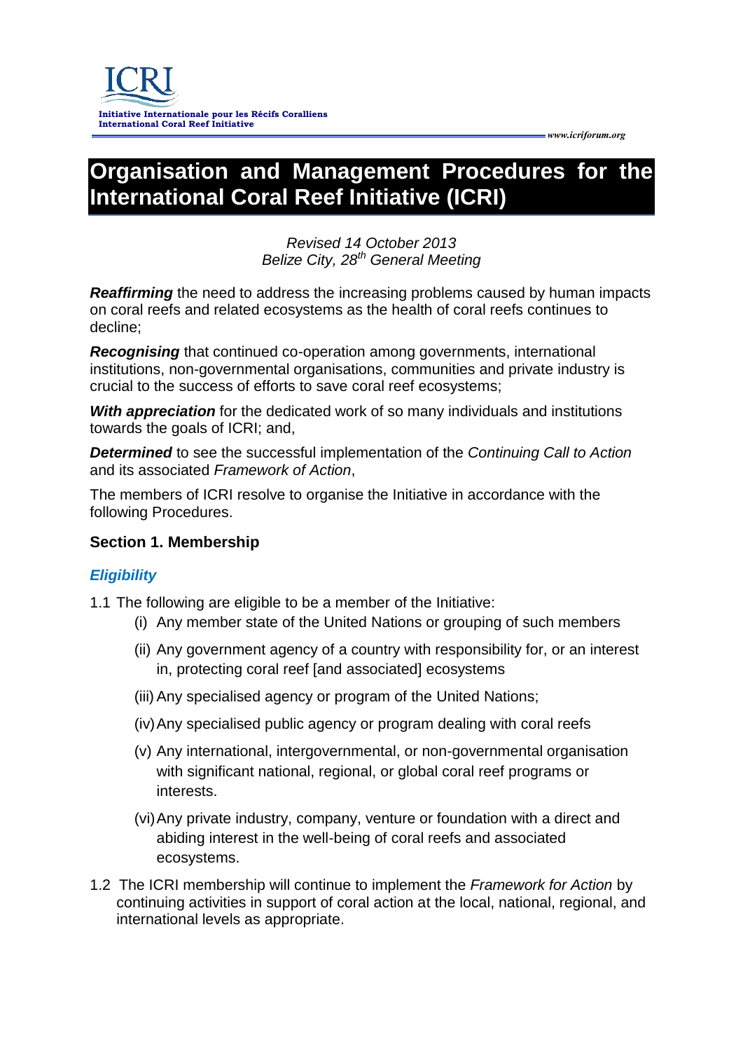ICRI

Initiative Internationale pour les Récifs Coralliens
International Coral Reef Initiative

www.icriforum.org

# Organisation and Management Procedures for the International Coral Reef Initiative (ICRI)

*Revised 14 October 2013*
*Belize City, 28th General Meeting*

***Reaffirming*** the need to address the increasing problems caused by human impacts on coral reefs and related ecosystems as the health of coral reefs continues to decline;

***Recognising*** that continued co-operation among governments, international institutions, non-governmental organisations, communities and private industry is crucial to the success of efforts to save coral reef ecosystems;

***With appreciation*** for the dedicated work of so many individuals and institutions towards the goals of ICRI; and,

***Determined*** to see the successful implementation of the *Continuing Call to Action* and its associated *Framework of Action*,

The members of ICRI resolve to organise the Initiative in accordance with the following Procedures.

## Section 1. Membership

### *Eligibility*

1.1 The following are eligible to be a member of the Initiative:

(i) Any member state of the United Nations or grouping of such members

(ii) Any government agency of a country with responsibility for, or an interest in, protecting coral reef [and associated] ecosystems

(iii) Any specialised agency or program of the United Nations;

(iv) Any specialised public agency or program dealing with coral reefs

(v) Any international, intergovernmental, or non-governmental organisation with significant national, regional, or global coral reef programs or interests.

(vi) Any private industry, company, venture or foundation with a direct and abiding interest in the well-being of coral reefs and associated ecosystems.

1.2 The ICRI membership will continue to implement the *Framework for Action* by continuing activities in support of coral action at the local, national, regional, and international levels as appropriate.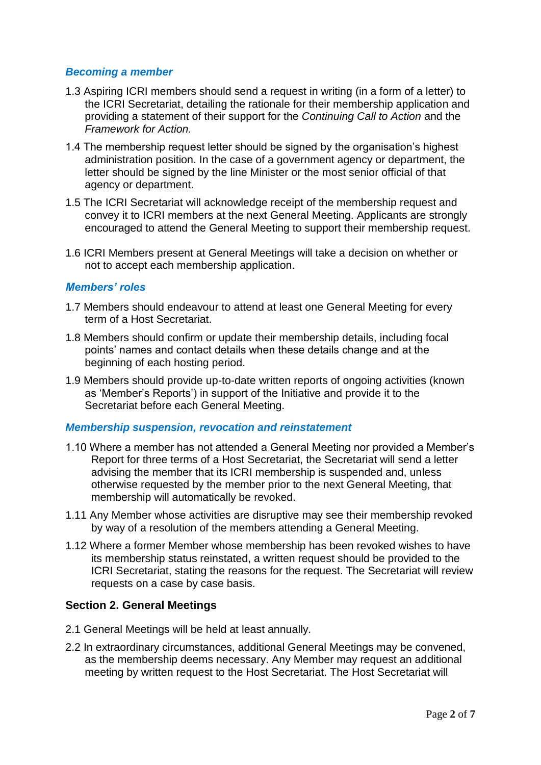### *Becoming a member*

1.3 Aspiring ICRI members should send a request in writing (in a form of a letter) to the ICRI Secretariat, detailing the rationale for their membership application and providing a statement of their support for the *Continuing Call to Action* and the *Framework for Action.*

1.4 The membership request letter should be signed by the organisation's highest administration position. In the case of a government agency or department, the letter should be signed by the line Minister or the most senior official of that agency or department.

1.5 The ICRI Secretariat will acknowledge receipt of the membership request and convey it to ICRI members at the next General Meeting. Applicants are strongly encouraged to attend the General Meeting to support their membership request.

1.6 ICRI Members present at General Meetings will take a decision on whether or not to accept each membership application.

### *Members' roles*

1.7 Members should endeavour to attend at least one General Meeting for every term of a Host Secretariat.

1.8 Members should confirm or update their membership details, including focal points' names and contact details when these details change and at the beginning of each hosting period.

1.9 Members should provide up-to-date written reports of ongoing activities (known as 'Member's Reports') in support of the Initiative and provide it to the Secretariat before each General Meeting.

### *Membership suspension, revocation and reinstatement*

1.10 Where a member has not attended a General Meeting nor provided a Member's Report for three terms of a Host Secretariat, the Secretariat will send a letter advising the member that its ICRI membership is suspended and, unless otherwise requested by the member prior to the next General Meeting, that membership will automatically be revoked.

1.11 Any Member whose activities are disruptive may see their membership revoked by way of a resolution of the members attending a General Meeting.

1.12 Where a former Member whose membership has been revoked wishes to have its membership status reinstated, a written request should be provided to the ICRI Secretariat, stating the reasons for the request. The Secretariat will review requests on a case by case basis.

## Section 2. General Meetings

2.1 General Meetings will be held at least annually.

2.2 In extraordinary circumstances, additional General Meetings may be convened, as the membership deems necessary. Any Member may request an additional meeting by written request to the Host Secretariat. The Host Secretariat will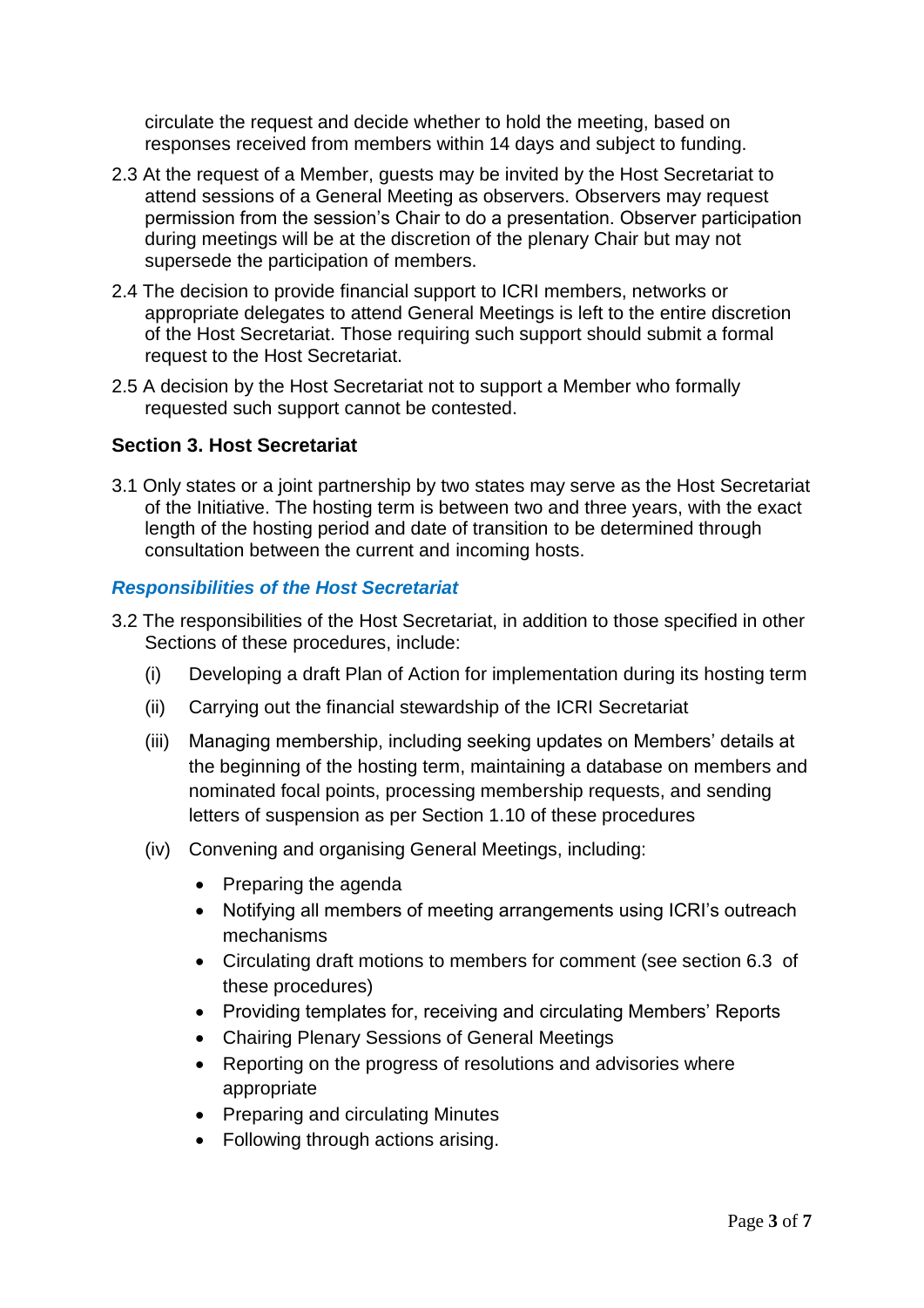circulate the request and decide whether to hold the meeting, based on responses received from members within 14 days and subject to funding.

2.3 At the request of a Member, guests may be invited by the Host Secretariat to attend sessions of a General Meeting as observers. Observers may request permission from the session's Chair to do a presentation. Observer participation during meetings will be at the discretion of the plenary Chair but may not supersede the participation of members.

2.4 The decision to provide financial support to ICRI members, networks or appropriate delegates to attend General Meetings is left to the entire discretion of the Host Secretariat. Those requiring such support should submit a formal request to the Host Secretariat.

2.5 A decision by the Host Secretariat not to support a Member who formally requested such support cannot be contested.

### Section 3. Host Secretariat

3.1 Only states or a joint partnership by two states may serve as the Host Secretariat of the Initiative. The hosting term is between two and three years, with the exact length of the hosting period and date of transition to be determined through consultation between the current and incoming hosts.

#### *Responsibilities of the Host Secretariat*

3.2 The responsibilities of the Host Secretariat, in addition to those specified in other Sections of these procedures, include:

(i) Developing a draft Plan of Action for implementation during its hosting term

(ii) Carrying out the financial stewardship of the ICRI Secretariat

(iii) Managing membership, including seeking updates on Members' details at the beginning of the hosting term, maintaining a database on members and nominated focal points, processing membership requests, and sending letters of suspension as per Section 1.10 of these procedures

(iv) Convening and organising General Meetings, including:

- Preparing the agenda
- Notifying all members of meeting arrangements using ICRI's outreach mechanisms
- Circulating draft motions to members for comment (see section 6.3 of these procedures)
- Providing templates for, receiving and circulating Members' Reports
- Chairing Plenary Sessions of General Meetings
- Reporting on the progress of resolutions and advisories where appropriate
- Preparing and circulating Minutes
- Following through actions arising.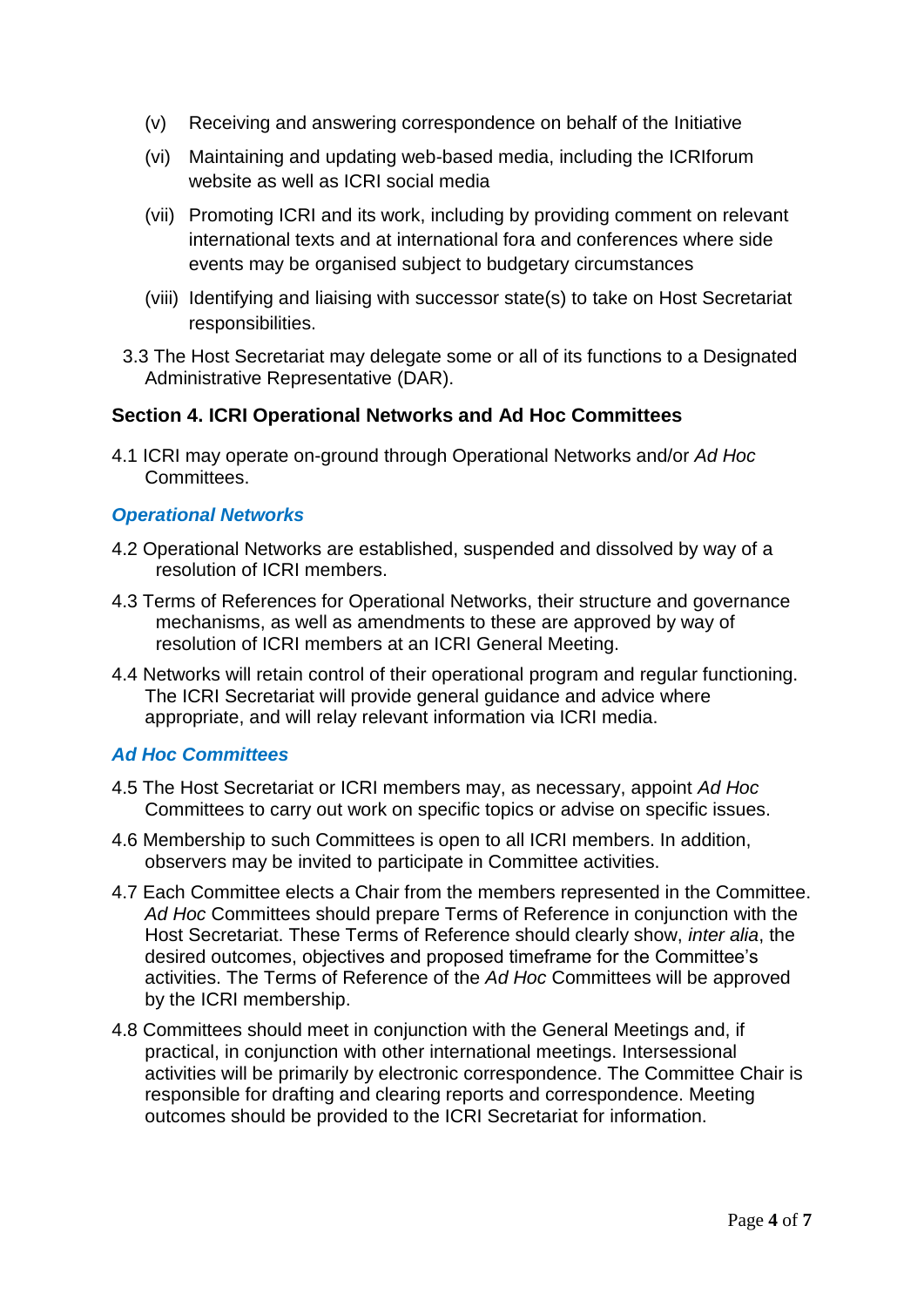(v) Receiving and answering correspondence on behalf of the Initiative

(vi) Maintaining and updating web-based media, including the ICRIforum website as well as ICRI social media

(vii) Promoting ICRI and its work, including by providing comment on relevant international texts and at international fora and conferences where side events may be organised subject to budgetary circumstances

(viii) Identifying and liaising with successor state(s) to take on Host Secretariat responsibilities.

3.3 The Host Secretariat may delegate some or all of its functions to a Designated Administrative Representative (DAR).

## Section 4. ICRI Operational Networks and Ad Hoc Committees

4.1 ICRI may operate on-ground through Operational Networks and/or *Ad Hoc* Committees.

### *Operational Networks*

4.2 Operational Networks are established, suspended and dissolved by way of a resolution of ICRI members.

4.3 Terms of References for Operational Networks, their structure and governance mechanisms, as well as amendments to these are approved by way of resolution of ICRI members at an ICRI General Meeting.

4.4 Networks will retain control of their operational program and regular functioning. The ICRI Secretariat will provide general guidance and advice where appropriate, and will relay relevant information via ICRI media.

### *Ad Hoc Committees*

4.5 The Host Secretariat or ICRI members may, as necessary, appoint *Ad Hoc* Committees to carry out work on specific topics or advise on specific issues.

4.6 Membership to such Committees is open to all ICRI members. In addition, observers may be invited to participate in Committee activities.

4.7 Each Committee elects a Chair from the members represented in the Committee. *Ad Hoc* Committees should prepare Terms of Reference in conjunction with the Host Secretariat. These Terms of Reference should clearly show, *inter alia*, the desired outcomes, objectives and proposed timeframe for the Committee's activities. The Terms of Reference of the *Ad Hoc* Committees will be approved by the ICRI membership.

4.8 Committees should meet in conjunction with the General Meetings and, if practical, in conjunction with other international meetings. Intersessional activities will be primarily by electronic correspondence. The Committee Chair is responsible for drafting and clearing reports and correspondence. Meeting outcomes should be provided to the ICRI Secretariat for information.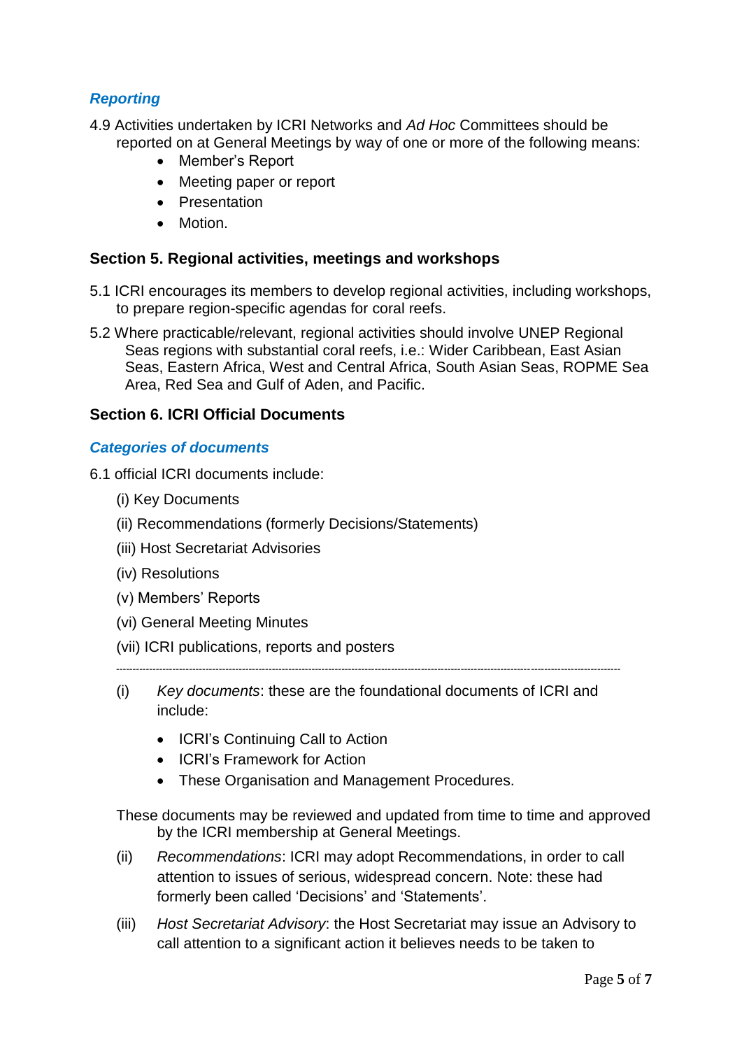### *Reporting*

4.9 Activities undertaken by ICRI Networks and *Ad Hoc* Committees should be reported on at General Meetings by way of one or more of the following means:

- Member's Report
- Meeting paper or report
- Presentation
- Motion.

## Section 5. Regional activities, meetings and workshops

5.1 ICRI encourages its members to develop regional activities, including workshops, to prepare region-specific agendas for coral reefs.

5.2 Where practicable/relevant, regional activities should involve UNEP Regional Seas regions with substantial coral reefs, i.e.: Wider Caribbean, East Asian Seas, Eastern Africa, West and Central Africa, South Asian Seas, ROPME Sea Area, Red Sea and Gulf of Aden, and Pacific.

## Section 6. ICRI Official Documents

### *Categories of documents*

6.1 official ICRI documents include:

(i) Key Documents

(ii) Recommendations (formerly Decisions/Statements)

(iii) Host Secretariat Advisories

(iv) Resolutions

(v) Members' Reports

(vi) General Meeting Minutes

(vii) ICRI publications, reports and posters

---

(i) *Key documents*: these are the foundational documents of ICRI and include:

- ICRI's Continuing Call to Action
- ICRI's Framework for Action
- These Organisation and Management Procedures.

These documents may be reviewed and updated from time to time and approved by the ICRI membership at General Meetings.

(ii) *Recommendations*: ICRI may adopt Recommendations, in order to call attention to issues of serious, widespread concern. Note: these had formerly been called 'Decisions' and 'Statements'.

(iii) *Host Secretariat Advisory*: the Host Secretariat may issue an Advisory to call attention to a significant action it believes needs to be taken to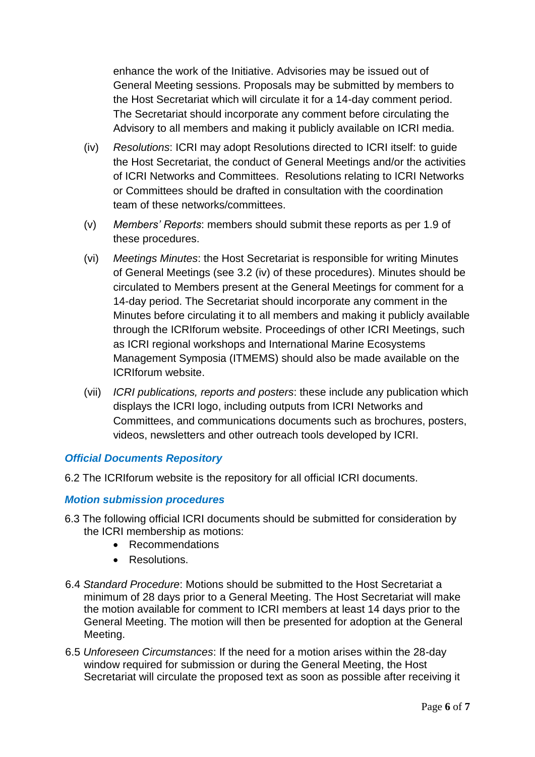enhance the work of the Initiative. Advisories may be issued out of General Meeting sessions. Proposals may be submitted by members to the Host Secretariat which will circulate it for a 14-day comment period. The Secretariat should incorporate any comment before circulating the Advisory to all members and making it publicly available on ICRI media.

(iv) *Resolutions*: ICRI may adopt Resolutions directed to ICRI itself: to guide the Host Secretariat, the conduct of General Meetings and/or the activities of ICRI Networks and Committees. Resolutions relating to ICRI Networks or Committees should be drafted in consultation with the coordination team of these networks/committees.

(v) *Members' Reports*: members should submit these reports as per 1.9 of these procedures.

(vi) *Meetings Minutes*: the Host Secretariat is responsible for writing Minutes of General Meetings (see 3.2 (iv) of these procedures). Minutes should be circulated to Members present at the General Meetings for comment for a 14-day period. The Secretariat should incorporate any comment in the Minutes before circulating it to all members and making it publicly available through the ICRIforum website. Proceedings of other ICRI Meetings, such as ICRI regional workshops and International Marine Ecosystems Management Symposia (ITMEMS) should also be made available on the ICRIforum website.

(vii) *ICRI publications, reports and posters*: these include any publication which displays the ICRI logo, including outputs from ICRI Networks and Committees, and communications documents such as brochures, posters, videos, newsletters and other outreach tools developed by ICRI.

### *Official Documents Repository*

6.2 The ICRIforum website is the repository for all official ICRI documents.

### *Motion submission procedures*

6.3 The following official ICRI documents should be submitted for consideration by the ICRI membership as motions:

- Recommendations
- Resolutions.

6.4 *Standard Procedure*: Motions should be submitted to the Host Secretariat a minimum of 28 days prior to a General Meeting. The Host Secretariat will make the motion available for comment to ICRI members at least 14 days prior to the General Meeting. The motion will then be presented for adoption at the General Meeting.

6.5 *Unforeseen Circumstances*: If the need for a motion arises within the 28-day window required for submission or during the General Meeting, the Host Secretariat will circulate the proposed text as soon as possible after receiving it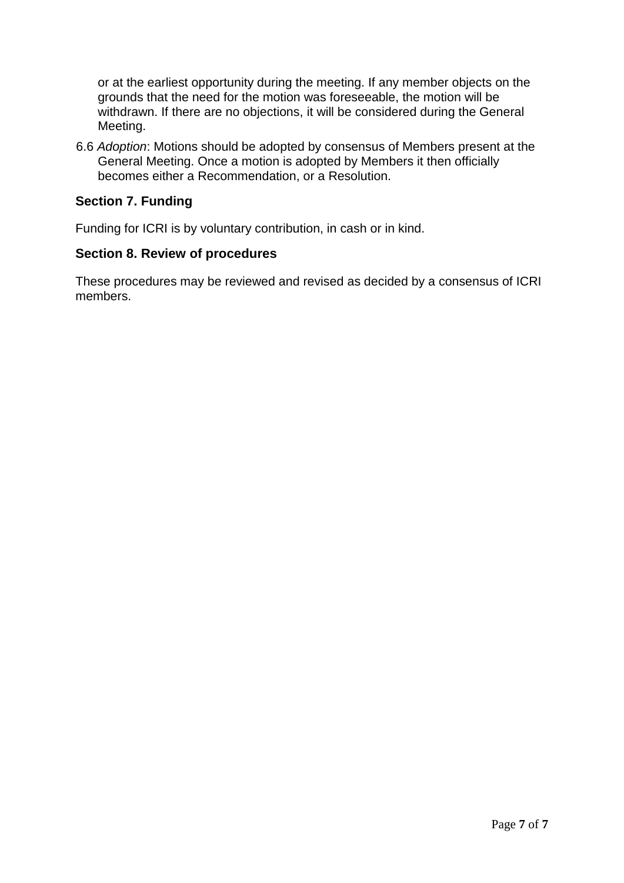or at the earliest opportunity during the meeting. If any member objects on the grounds that the need for the motion was foreseeable, the motion will be withdrawn. If there are no objections, it will be considered during the General Meeting.

6.6 *Adoption*: Motions should be adopted by consensus of Members present at the General Meeting. Once a motion is adopted by Members it then officially becomes either a Recommendation, or a Resolution.

## Section 7. Funding

Funding for ICRI is by voluntary contribution, in cash or in kind.

## Section 8. Review of procedures

These procedures may be reviewed and revised as decided by a consensus of ICRI members.